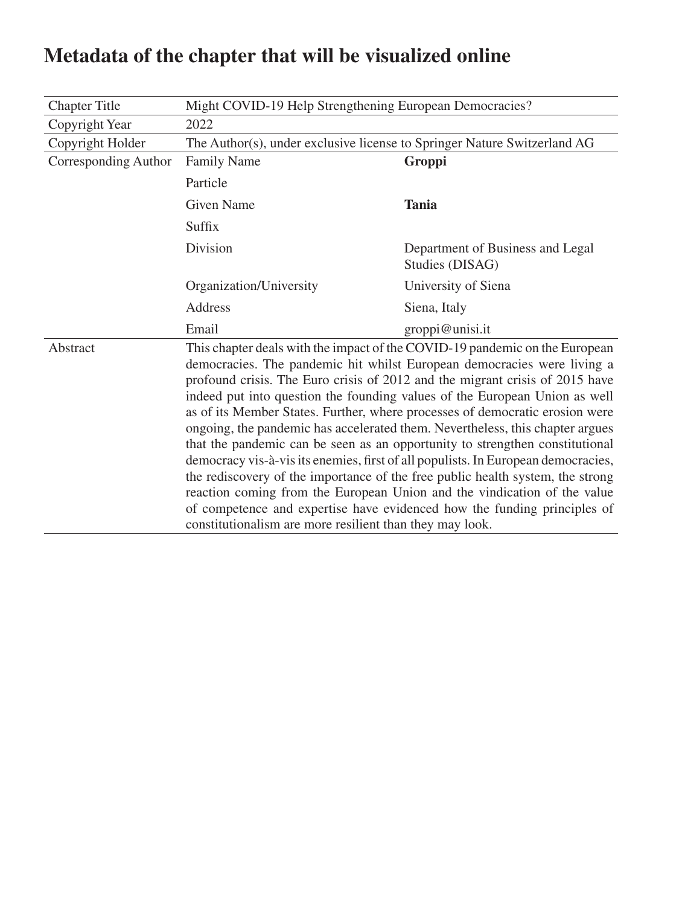# Metadata of the chapter that will be visualized online

| Chapter Title | Might COVID-19 Help Strengthening European Democracies? | |
|---|---|---|
| Copyright Year | 2022 | |
| Copyright Holder | The Author(s), under exclusive license to Springer Nature Switzerland AG | |
| Corresponding Author | Family Name | **Groppi** |
| | Particle | |
| | Given Name | **Tania** |
| | Suffix | |
| | Division | Department of Business and Legal Studies (DISAG) |
| | Organization/University | University of Siena |
| | Address | Siena, Italy |
| | Email | groppi@unisi.it |
| Abstract | This chapter deals with the impact of the COVID-19 pandemic on the European democracies. The pandemic hit whilst European democracies were living a profound crisis. The Euro crisis of 2012 and the migrant crisis of 2015 have indeed put into question the founding values of the European Union as well as of its Member States. Further, where processes of democratic erosion were ongoing, the pandemic has accelerated them. Nevertheless, this chapter argues that the pandemic can be seen as an opportunity to strengthen constitutional democracy vis-à-vis its enemies, first of all populists. In European democracies, the rediscovery of the importance of the free public health system, the strong reaction coming from the European Union and the vindication of the value of competence and expertise have evidenced how the funding principles of constitutionalism are more resilient than they may look. | |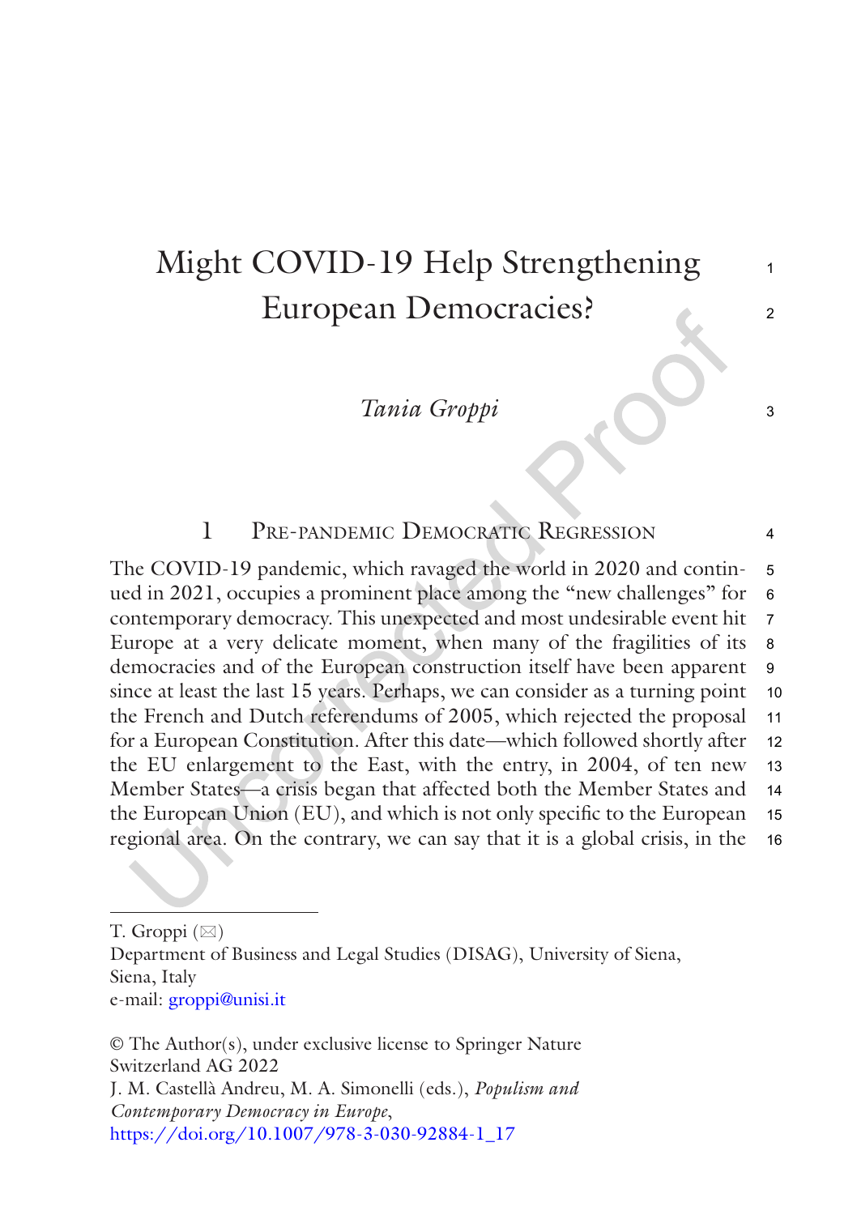# Might COVID-19 Help Strengthening European Democracies?

*Tania Groppi*

## 1 Pre-pandemic Democratic Regression

The COVID-19 pandemic, which ravaged the world in 2020 and continued in 2021, occupies a prominent place among the "new challenges" for contemporary democracy. This unexpected and most undesirable event hit Europe at a very delicate moment, when many of the fragilities of its democracies and of the European construction itself have been apparent since at least the last 15 years. Perhaps, we can consider as a turning point the French and Dutch referendums of 2005, which rejected the proposal for a European Constitution. After this date—which followed shortly after the EU enlargement to the East, with the entry, in 2004, of ten new Member States—a crisis began that affected both the Member States and the European Union (EU), and which is not only specific to the European regional area. On the contrary, we can say that it is a global crisis, in the

---

T. Groppi (✉)
Department of Business and Legal Studies (DISAG), University of Siena, Siena, Italy
e-mail: groppi@unisi.it

© The Author(s), under exclusive license to Springer Nature Switzerland AG 2022
J. M. Castellà Andreu, M. A. Simonelli (eds.), *Populism and Contemporary Democracy in Europe*,
https://doi.org/10.1007/978-3-030-92884-1_17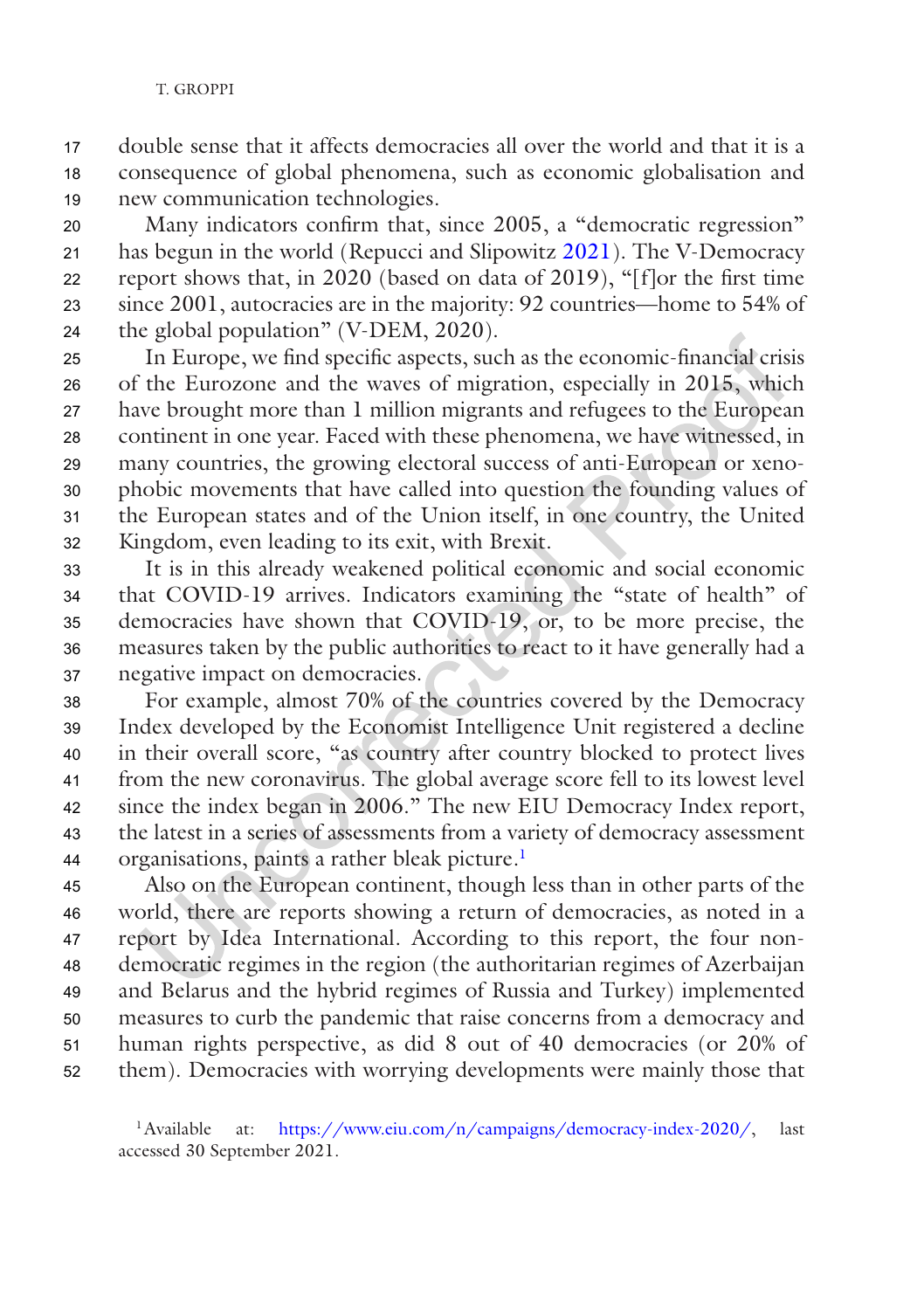double sense that it affects democracies all over the world and that it is a consequence of global phenomena, such as economic globalisation and new communication technologies.

Many indicators confirm that, since 2005, a "democratic regression" has begun in the world (Repucci and Slipowitz 2021). The V-Democracy report shows that, in 2020 (based on data of 2019), "[f]or the first time since 2001, autocracies are in the majority: 92 countries—home to 54% of the global population" (V-DEM, 2020).

In Europe, we find specific aspects, such as the economic-financial crisis of the Eurozone and the waves of migration, especially in 2015, which have brought more than 1 million migrants and refugees to the European continent in one year. Faced with these phenomena, we have witnessed, in many countries, the growing electoral success of anti-European or xenophobic movements that have called into question the founding values of the European states and of the Union itself, in one country, the United Kingdom, even leading to its exit, with Brexit.

It is in this already weakened political economic and social economic that COVID-19 arrives. Indicators examining the "state of health" of democracies have shown that COVID-19, or, to be more precise, the measures taken by the public authorities to react to it have generally had a negative impact on democracies.

For example, almost 70% of the countries covered by the Democracy Index developed by the Economist Intelligence Unit registered a decline in their overall score, "as country after country blocked to protect lives from the new coronavirus. The global average score fell to its lowest level since the index began in 2006." The new EIU Democracy Index report, the latest in a series of assessments from a variety of democracy assessment organisations, paints a rather bleak picture.[1]

Also on the European continent, though less than in other parts of the world, there are reports showing a return of democracies, as noted in a report by Idea International. According to this report, the four non-democratic regimes in the region (the authoritarian regimes of Azerbaijan and Belarus and the hybrid regimes of Russia and Turkey) implemented measures to curb the pandemic that raise concerns from a democracy and human rights perspective, as did 8 out of 40 democracies (or 20% of them). Democracies with worrying developments were mainly those that

[1] Available at: https://www.eiu.com/n/campaigns/democracy-index-2020/, last accessed 30 September 2021.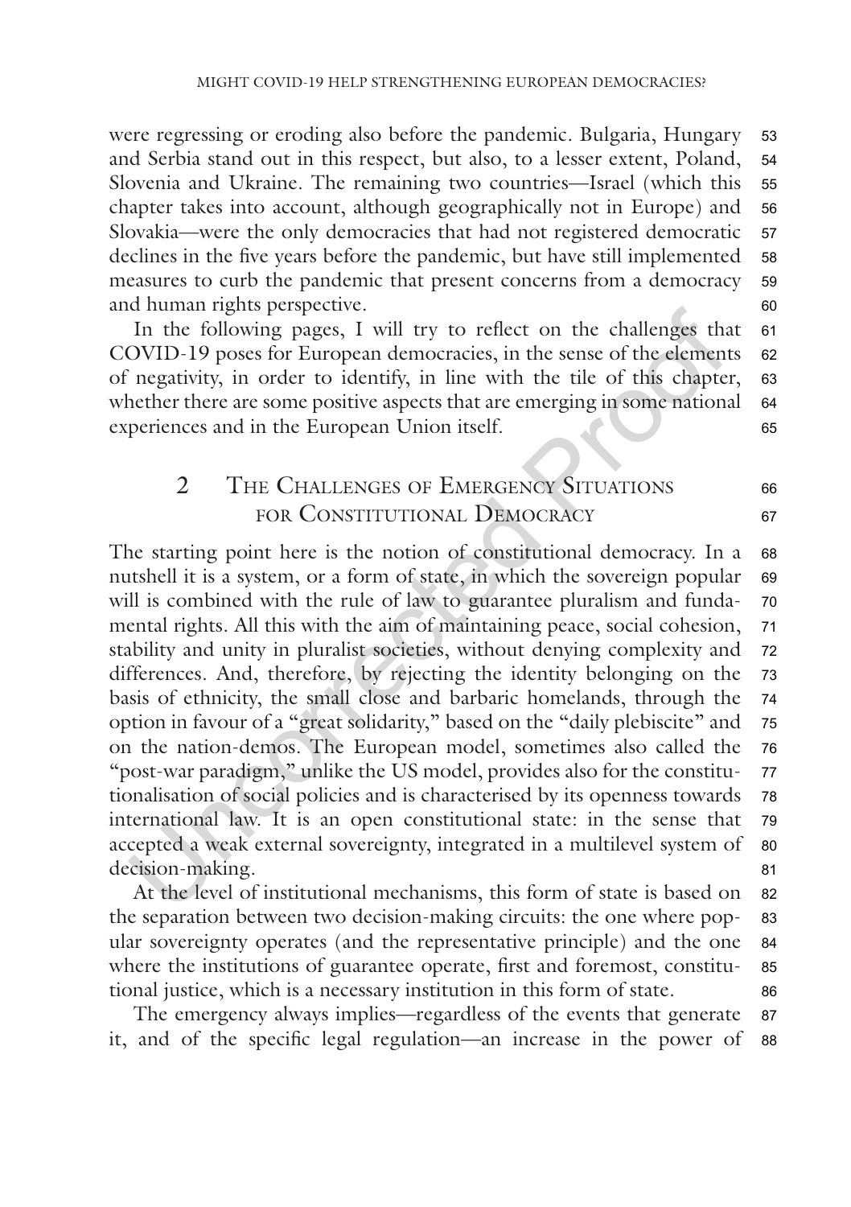were regressing or eroding also before the pandemic. Bulgaria, Hungary and Serbia stand out in this respect, but also, to a lesser extent, Poland, Slovenia and Ukraine. The remaining two countries—Israel (which this chapter takes into account, although geographically not in Europe) and Slovakia—were the only democracies that had not registered democratic declines in the five years before the pandemic, but have still implemented measures to curb the pandemic that present concerns from a democracy and human rights perspective.

In the following pages, I will try to reflect on the challenges that COVID-19 poses for European democracies, in the sense of the elements of negativity, in order to identify, in line with the tile of this chapter, whether there are some positive aspects that are emerging in some national experiences and in the European Union itself.

## 2 The Challenges of Emergency Situations for Constitutional Democracy

The starting point here is the notion of constitutional democracy. In a nutshell it is a system, or a form of state, in which the sovereign popular will is combined with the rule of law to guarantee pluralism and fundamental rights. All this with the aim of maintaining peace, social cohesion, stability and unity in pluralist societies, without denying complexity and differences. And, therefore, by rejecting the identity belonging on the basis of ethnicity, the small close and barbaric homelands, through the option in favour of a "great solidarity," based on the "daily plebiscite" and on the nation-demos. The European model, sometimes also called the "post-war paradigm," unlike the US model, provides also for the constitutionalisation of social policies and is characterised by its openness towards international law. It is an open constitutional state: in the sense that accepted a weak external sovereignty, integrated in a multilevel system of decision-making.

At the level of institutional mechanisms, this form of state is based on the separation between two decision-making circuits: the one where popular sovereignty operates (and the representative principle) and the one where the institutions of guarantee operate, first and foremost, constitutional justice, which is a necessary institution in this form of state.

The emergency always implies—regardless of the events that generate it, and of the specific legal regulation—an increase in the power of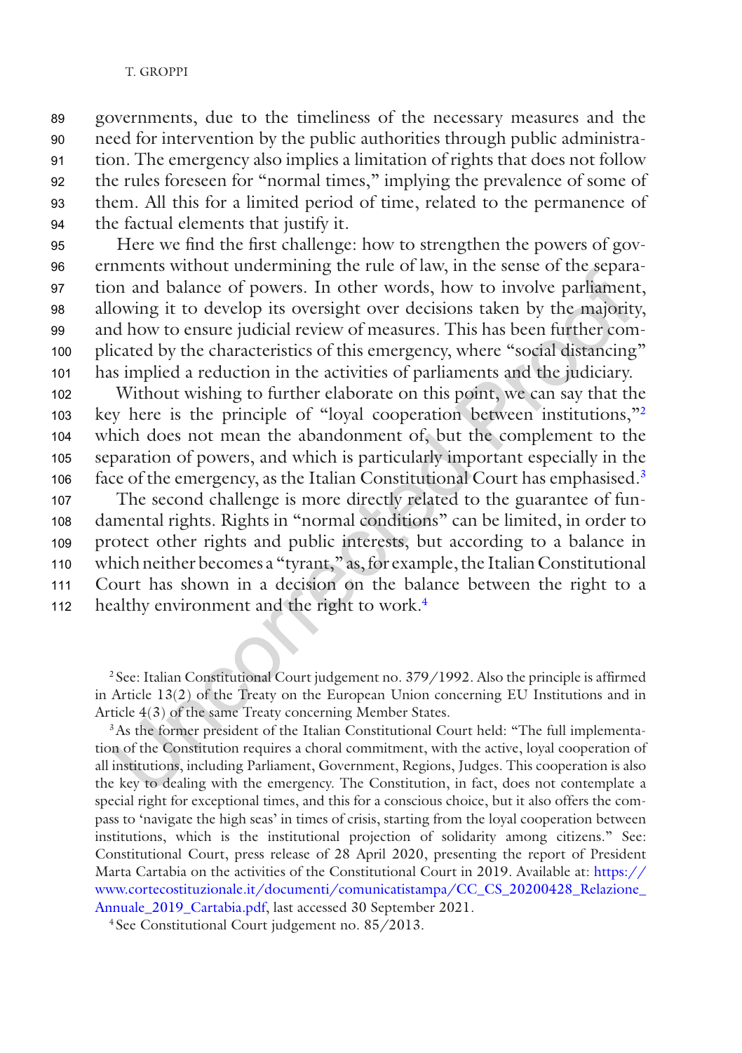governments, due to the timeliness of the necessary measures and the need for intervention by the public authorities through public administration. The emergency also implies a limitation of rights that does not follow the rules foreseen for "normal times," implying the prevalence of some of them. All this for a limited period of time, related to the permanence of the factual elements that justify it.

Here we find the first challenge: how to strengthen the powers of governments without undermining the rule of law, in the sense of the separation and balance of powers. In other words, how to involve parliament, allowing it to develop its oversight over decisions taken by the majority, and how to ensure judicial review of measures. This has been further complicated by the characteristics of this emergency, where "social distancing" has implied a reduction in the activities of parliaments and the judiciary.

Without wishing to further elaborate on this point, we can say that the key here is the principle of "loyal cooperation between institutions,"[2] which does not mean the abandonment of, but the complement to the separation of powers, and which is particularly important especially in the face of the emergency, as the Italian Constitutional Court has emphasised.[3]

The second challenge is more directly related to the guarantee of fundamental rights. Rights in "normal conditions" can be limited, in order to protect other rights and public interests, but according to a balance in which neither becomes a "tyrant," as, for example, the Italian Constitutional Court has shown in a decision on the balance between the right to a healthy environment and the right to work.[4]

---

[2] See: Italian Constitutional Court judgement no. 379/1992. Also the principle is affirmed in Article 13(2) of the Treaty on the European Union concerning EU Institutions and in Article 4(3) of the same Treaty concerning Member States.

[3] As the former president of the Italian Constitutional Court held: "The full implementation of the Constitution requires a choral commitment, with the active, loyal cooperation of all institutions, including Parliament, Government, Regions, Judges. This cooperation is also the key to dealing with the emergency. The Constitution, in fact, does not contemplate a special right for exceptional times, and this for a conscious choice, but it also offers the compass to 'navigate the high seas' in times of crisis, starting from the loyal cooperation between institutions, which is the institutional projection of solidarity among citizens." See: Constitutional Court, press release of 28 April 2020, presenting the report of President Marta Cartabia on the activities of the Constitutional Court in 2019. Available at: https://www.cortecostituzionale.it/documenti/comunicatistampa/CC_CS_20200428_Relazione_Annuale_2019_Cartabia.pdf, last accessed 30 September 2021.

[4] See Constitutional Court judgement no. 85/2013.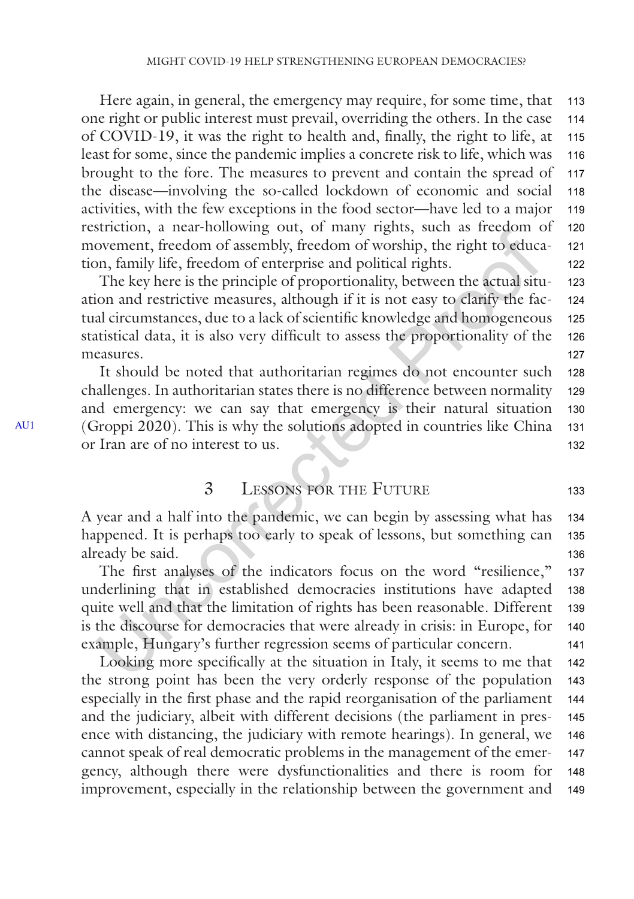Here again, in general, the emergency may require, for some time, that one right or public interest must prevail, overriding the others. In the case of COVID-19, it was the right to health and, finally, the right to life, at least for some, since the pandemic implies a concrete risk to life, which was brought to the fore. The measures to prevent and contain the spread of the disease—involving the so-called lockdown of economic and social activities, with the few exceptions in the food sector—have led to a major restriction, a near-hollowing out, of many rights, such as freedom of movement, freedom of assembly, freedom of worship, the right to education, family life, freedom of enterprise and political rights.

The key here is the principle of proportionality, between the actual situation and restrictive measures, although if it is not easy to clarify the factual circumstances, due to a lack of scientific knowledge and homogeneous statistical data, it is also very difficult to assess the proportionality of the measures.

It should be noted that authoritarian regimes do not encounter such challenges. In authoritarian states there is no difference between normality and emergency: we can say that emergency is their natural situation (Groppi 2020). This is why the solutions adopted in countries like China or Iran are of no interest to us.

## 3 Lessons for the Future

A year and a half into the pandemic, we can begin by assessing what has happened. It is perhaps too early to speak of lessons, but something can already be said.

The first analyses of the indicators focus on the word "resilience," underlining that in established democracies institutions have adapted quite well and that the limitation of rights has been reasonable. Different is the discourse for democracies that were already in crisis: in Europe, for example, Hungary's further regression seems of particular concern.

Looking more specifically at the situation in Italy, it seems to me that the strong point has been the very orderly response of the population especially in the first phase and the rapid reorganisation of the parliament and the judiciary, albeit with different decisions (the parliament in presence with distancing, the judiciary with remote hearings). In general, we cannot speak of real democratic problems in the management of the emergency, although there were dysfunctionalities and there is room for improvement, especially in the relationship between the government and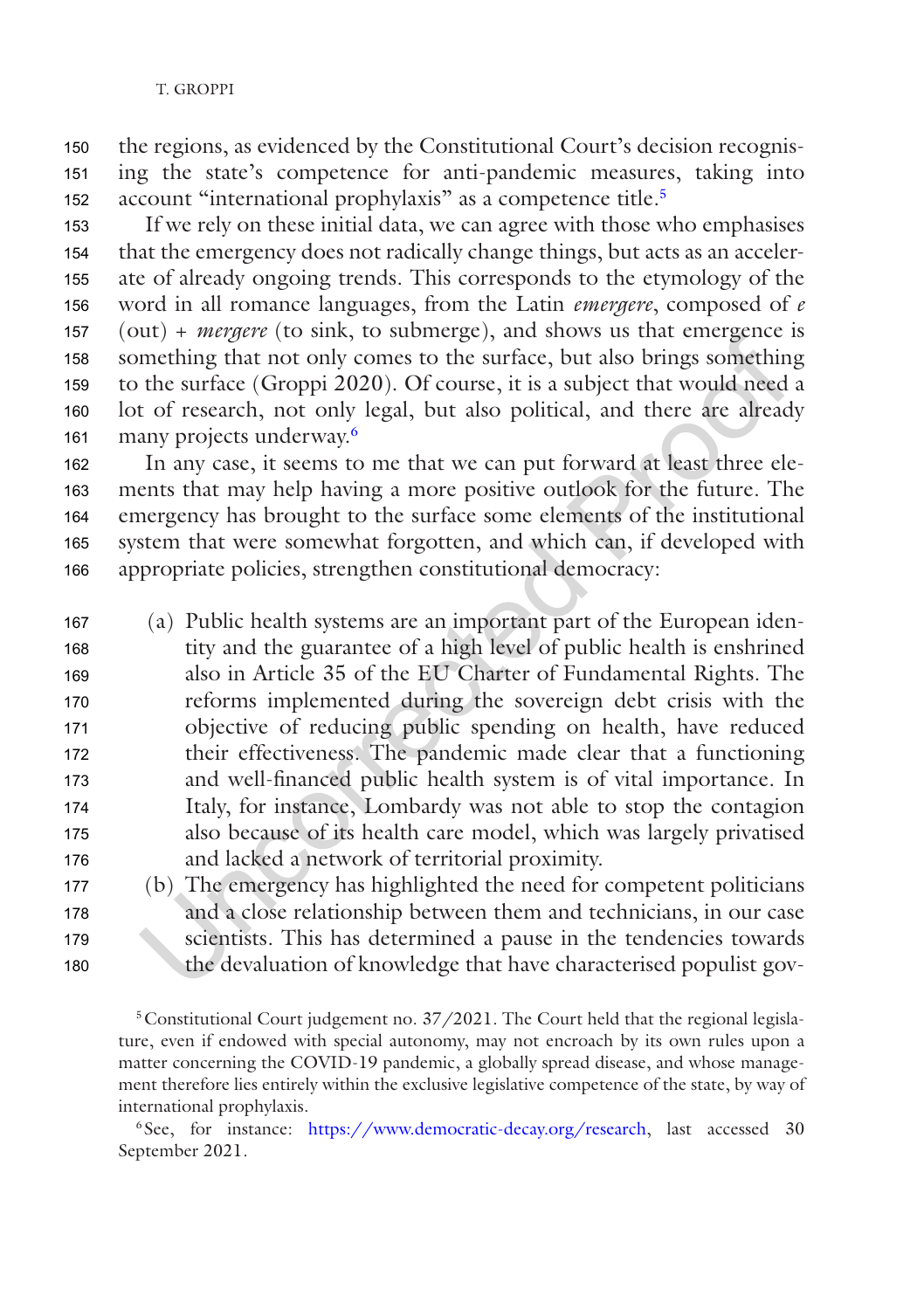the regions, as evidenced by the Constitutional Court's decision recognising the state's competence for anti-pandemic measures, taking into account "international prophylaxis" as a competence title.[5]

If we rely on these initial data, we can agree with those who emphasises that the emergency does not radically change things, but acts as an accelerate of already ongoing trends. This corresponds to the etymology of the word in all romance languages, from the Latin *emergere*, composed of *e* (out) + *mergere* (to sink, to submerge), and shows us that emergence is something that not only comes to the surface, but also brings something to the surface (Groppi 2020). Of course, it is a subject that would need a lot of research, not only legal, but also political, and there are already many projects underway.[6]

In any case, it seems to me that we can put forward at least three elements that may help having a more positive outlook for the future. The emergency has brought to the surface some elements of the institutional system that were somewhat forgotten, and which can, if developed with appropriate policies, strengthen constitutional democracy:

(a) Public health systems are an important part of the European identity and the guarantee of a high level of public health is enshrined also in Article 35 of the EU Charter of Fundamental Rights. The reforms implemented during the sovereign debt crisis with the objective of reducing public spending on health, have reduced their effectiveness. The pandemic made clear that a functioning and well-financed public health system is of vital importance. In Italy, for instance, Lombardy was not able to stop the contagion also because of its health care model, which was largely privatised and lacked a network of territorial proximity.

(b) The emergency has highlighted the need for competent politicians and a close relationship between them and technicians, in our case scientists. This has determined a pause in the tendencies towards the devaluation of knowledge that have characterised populist gov-

[5] Constitutional Court judgement no. 37/2021. The Court held that the regional legislature, even if endowed with special autonomy, may not encroach by its own rules upon a matter concerning the COVID-19 pandemic, a globally spread disease, and whose management therefore lies entirely within the exclusive legislative competence of the state, by way of international prophylaxis.

[6] See, for instance: https://www.democratic-decay.org/research, last accessed 30 September 2021.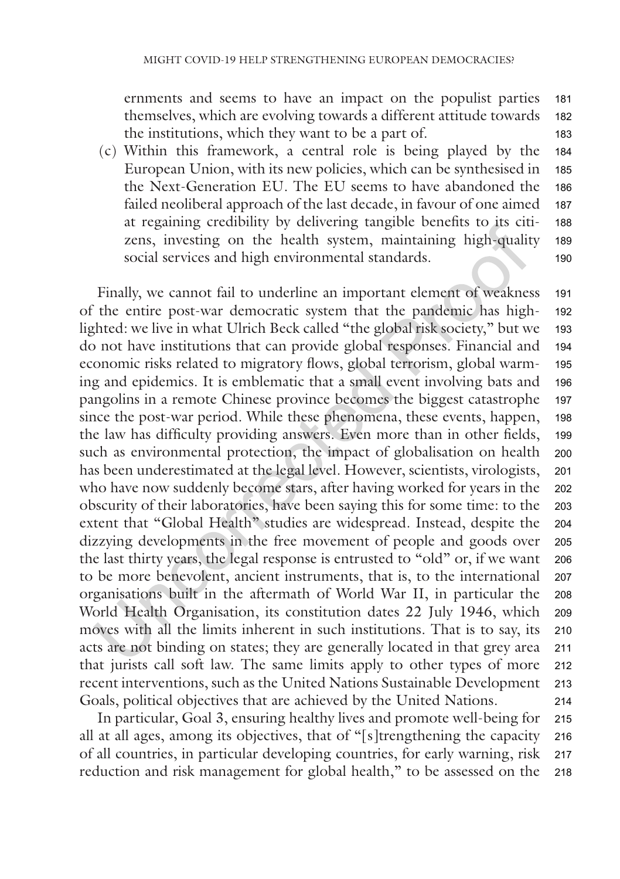ernments and seems to have an impact on the populist parties themselves, which are evolving towards a different attitude towards the institutions, which they want to be a part of.

(c) Within this framework, a central role is being played by the European Union, with its new policies, which can be synthesised in the Next-Generation EU. The EU seems to have abandoned the failed neoliberal approach of the last decade, in favour of one aimed at regaining credibility by delivering tangible benefits to its citizens, investing on the health system, maintaining high-quality social services and high environmental standards.

Finally, we cannot fail to underline an important element of weakness of the entire post-war democratic system that the pandemic has highlighted: we live in what Ulrich Beck called "the global risk society," but we do not have institutions that can provide global responses. Financial and economic risks related to migratory flows, global terrorism, global warming and epidemics. It is emblematic that a small event involving bats and pangolins in a remote Chinese province becomes the biggest catastrophe since the post-war period. While these phenomena, these events, happen, the law has difficulty providing answers. Even more than in other fields, such as environmental protection, the impact of globalisation on health has been underestimated at the legal level. However, scientists, virologists, who have now suddenly become stars, after having worked for years in the obscurity of their laboratories, have been saying this for some time: to the extent that "Global Health" studies are widespread. Instead, despite the dizzying developments in the free movement of people and goods over the last thirty years, the legal response is entrusted to "old" or, if we want to be more benevolent, ancient instruments, that is, to the international organisations built in the aftermath of World War II, in particular the World Health Organisation, its constitution dates 22 July 1946, which moves with all the limits inherent in such institutions. That is to say, its acts are not binding on states; they are generally located in that grey area that jurists call soft law. The same limits apply to other types of more recent interventions, such as the United Nations Sustainable Development Goals, political objectives that are achieved by the United Nations.

In particular, Goal 3, ensuring healthy lives and promote well-being for all at all ages, among its objectives, that of "[s]trengthening the capacity of all countries, in particular developing countries, for early warning, risk reduction and risk management for global health," to be assessed on the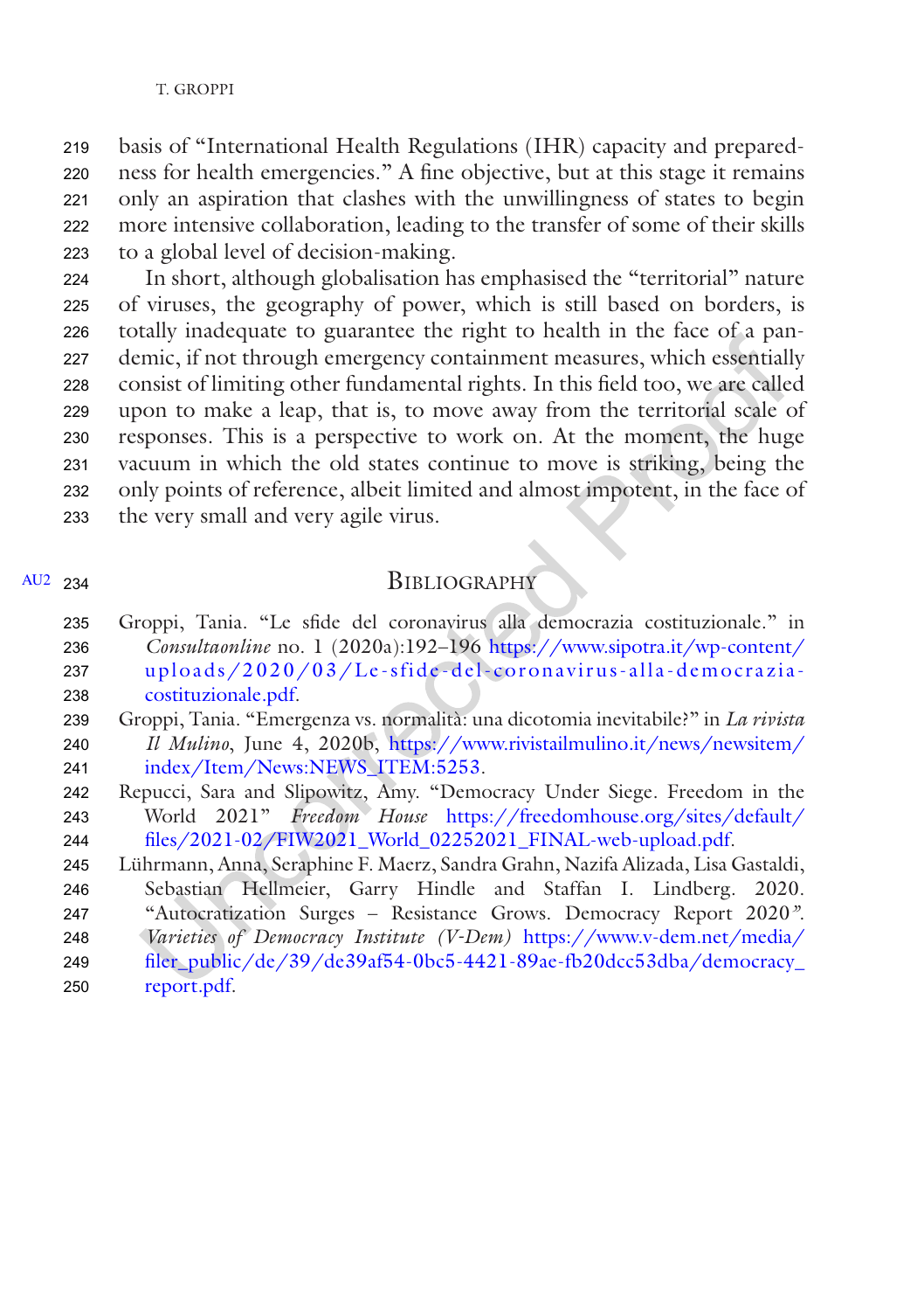basis of "International Health Regulations (IHR) capacity and preparedness for health emergencies." A fine objective, but at this stage it remains only an aspiration that clashes with the unwillingness of states to begin more intensive collaboration, leading to the transfer of some of their skills to a global level of decision-making.

In short, although globalisation has emphasised the "territorial" nature of viruses, the geography of power, which is still based on borders, is totally inadequate to guarantee the right to health in the face of a pandemic, if not through emergency containment measures, which essentially consist of limiting other fundamental rights. In this field too, we are called upon to make a leap, that is, to move away from the territorial scale of responses. This is a perspective to work on. At the moment, the huge vacuum in which the old states continue to move is striking, being the only points of reference, albeit limited and almost impotent, in the face of the very small and very agile virus.

## Bibliography

Groppi, Tania. "Le sfide del coronavirus alla democrazia costituzionale." in *Consultaonline* no. 1 (2020a):192–196 https://www.sipotra.it/wp-content/uploads/2020/03/Le-sfide-del-coronavirus-alla-democrazia-costituzionale.pdf.

Groppi, Tania. "Emergenza vs. normalità: una dicotomia inevitabile?" in *La rivista Il Mulino*, June 4, 2020b, https://www.rivistailmulino.it/news/newsitem/index/Item/News:NEWS_ITEM:5253.

Repucci, Sara and Slipowitz, Amy. "Democracy Under Siege. Freedom in the World 2021" *Freedom House* https://freedomhouse.org/sites/default/files/2021-02/FIW2021_World_02252021_FINAL-web-upload.pdf.

Lührmann, Anna, Seraphine F. Maerz, Sandra Grahn, Nazifa Alizada, Lisa Gastaldi, Sebastian Hellmeier, Garry Hindle and Staffan I. Lindberg. 2020. "Autocratization Surges – Resistance Grows. Democracy Report 2020". *Varieties of Democracy Institute (V-Dem)* https://www.v-dem.net/media/filer_public/de/39/de39af54-0bc5-4421-89ae-fb20dcc53dba/democracy_report.pdf.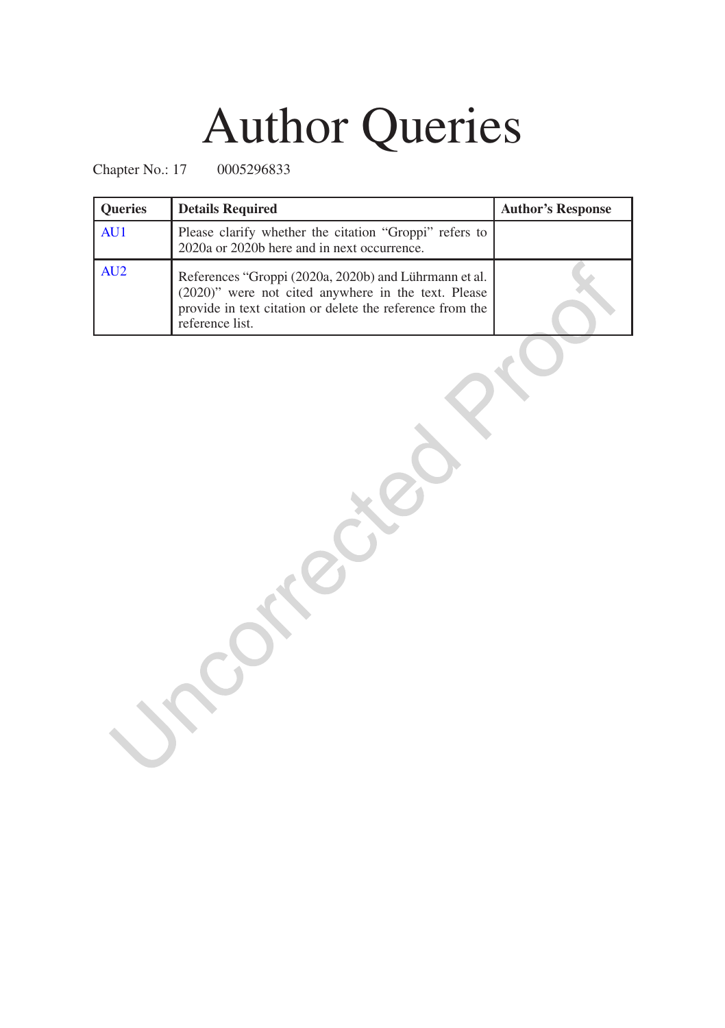# Author Queries

Chapter No.: 17 0005296833

| Queries | Details Required | Author's Response |
|---|---|---|
| AU1 | Please clarify whether the citation "Groppi" refers to 2020a or 2020b here and in next occurrence. | |
| AU2 | References "Groppi (2020a, 2020b) and Lührmann et al. (2020)" were not cited anywhere in the text. Please provide in text citation or delete the reference from the reference list. | |